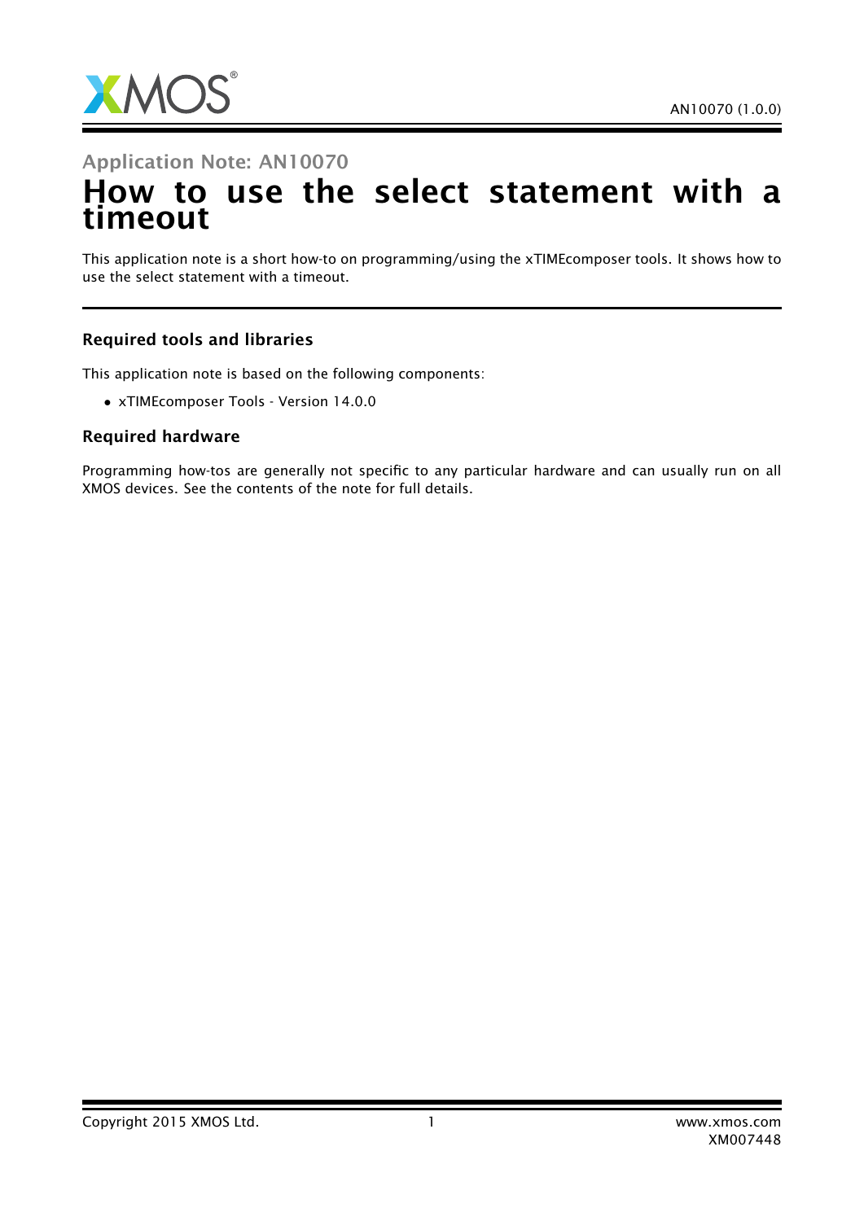Application Note: AN10070

# How to use the select statement with a timeout

This application note is a short how-to on programming/using the xTIMEcomposer tools. It shows how to use the select statement with a timeout.

### Required tools and libraries

This application note is based on the following components:

- xTIMEcomposer Tools - Version 14.0.0

### Required hardware

Programming how-tos are generally not specific to any particular hardware and can usually run on all XMOS devices. See the contents of the note for full details.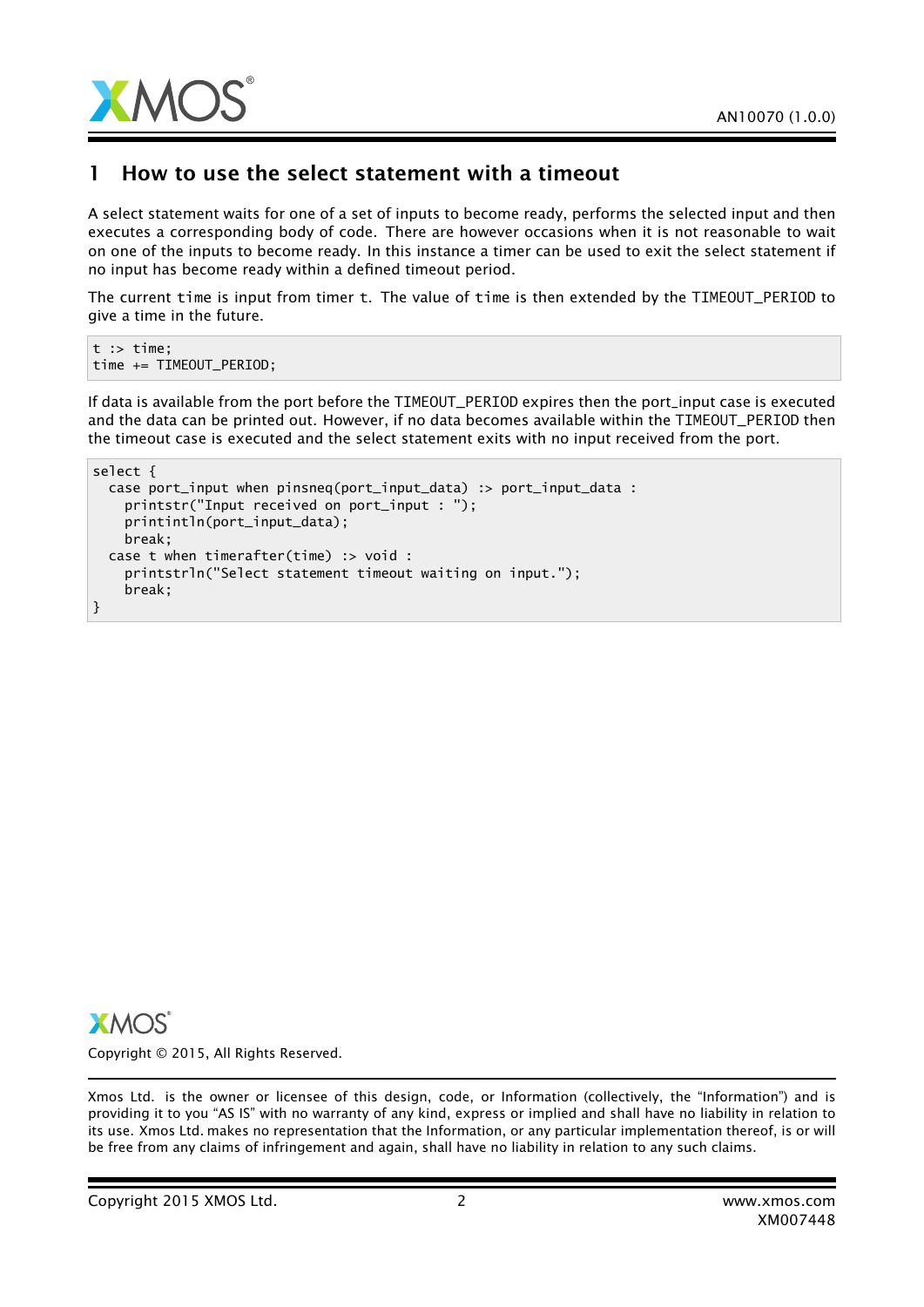# 1 How to use the select statement with a timeout

A select statement waits for one of a set of inputs to become ready, performs the selected input and then executes a corresponding body of code. There are however occasions when it is not reasonable to wait on one of the inputs to become ready. In this instance a timer can be used to exit the select statement if no input has become ready within a defined timeout period.

The current time is input from timer t. The value of time is then extended by the TIMEOUT_PERIOD to give a time in the future.

```
t :> time;
time += TIMEOUT_PERIOD;
```

If data is available from the port before the TIMEOUT_PERIOD expires then the port_input case is executed and the data can be printed out. However, if no data becomes available within the TIMEOUT_PERIOD then the timeout case is executed and the select statement exits with no input received from the port.

```
select {
  case port_input when pinsneq(port_input_data) :> port_input_data :
    printstr("Input received on port_input : ");
    printintln(port_input_data);
    break;
  case t when timerafter(time) :> void :
    printstrln("Select statement timeout waiting on input.");
    break;
}
```

Copyright © 2015, All Rights Reserved.

Xmos Ltd. is the owner or licensee of this design, code, or Information (collectively, the "Information") and is providing it to you "AS IS" with no warranty of any kind, express or implied and shall have no liability in relation to its use. Xmos Ltd. makes no representation that the Information, or any particular implementation thereof, is or will be free from any claims of infringement and again, shall have no liability in relation to any such claims.